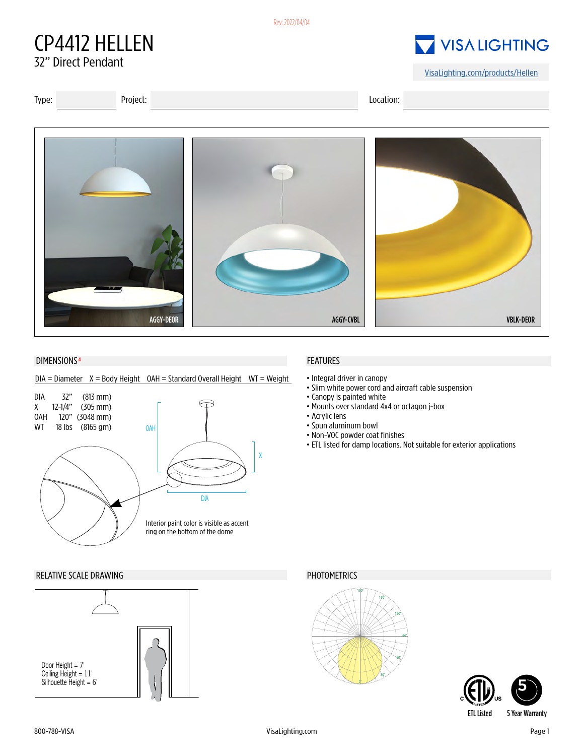Rev: 2022/04/04

# CP4412 HELLEN

32" Direct Pendant

VISA LIGHTING

VisaLighting.com/products/Hellen

Type: Project: Location:

AGGY-DEOR

AGGY-CVBL

VBLK-DEOR

## DIMENSIONS[4]

DIA = Diameter X = Body Height OAH = Standard Overall Height WT = Weight

| | | |
|---|---|---|
| DIA | 32" | (813 mm) |
| X | 12-1/4" | (305 mm) |
| OAH | 120" | (3048 mm) |
| WT | 18 lbs | (8165 gm) |

OAH

X

DIA

Interior paint color is visible as accent ring on the bottom of the dome

## FEATURES

- Integral driver in canopy
- Slim white power cord and aircraft cable suspension
- Canopy is painted white
- Mounts over standard 4x4 or octagon j-box
- Acrylic lens
- Spun aluminum bowl
- Non-VOC powder coat finishes
- ETL listed for damp locations. Not suitable for exterior applications

## RELATIVE SCALE DRAWING

Door Height = 7'
Ceiling Height = 11'
Silhouette Height = 6'

## PHOTOMETRICS

180°
150°
120°
90°
60°
30°
0°

ETL Listed

5 Year Warranty

800-788-VISA

VisaLighting.com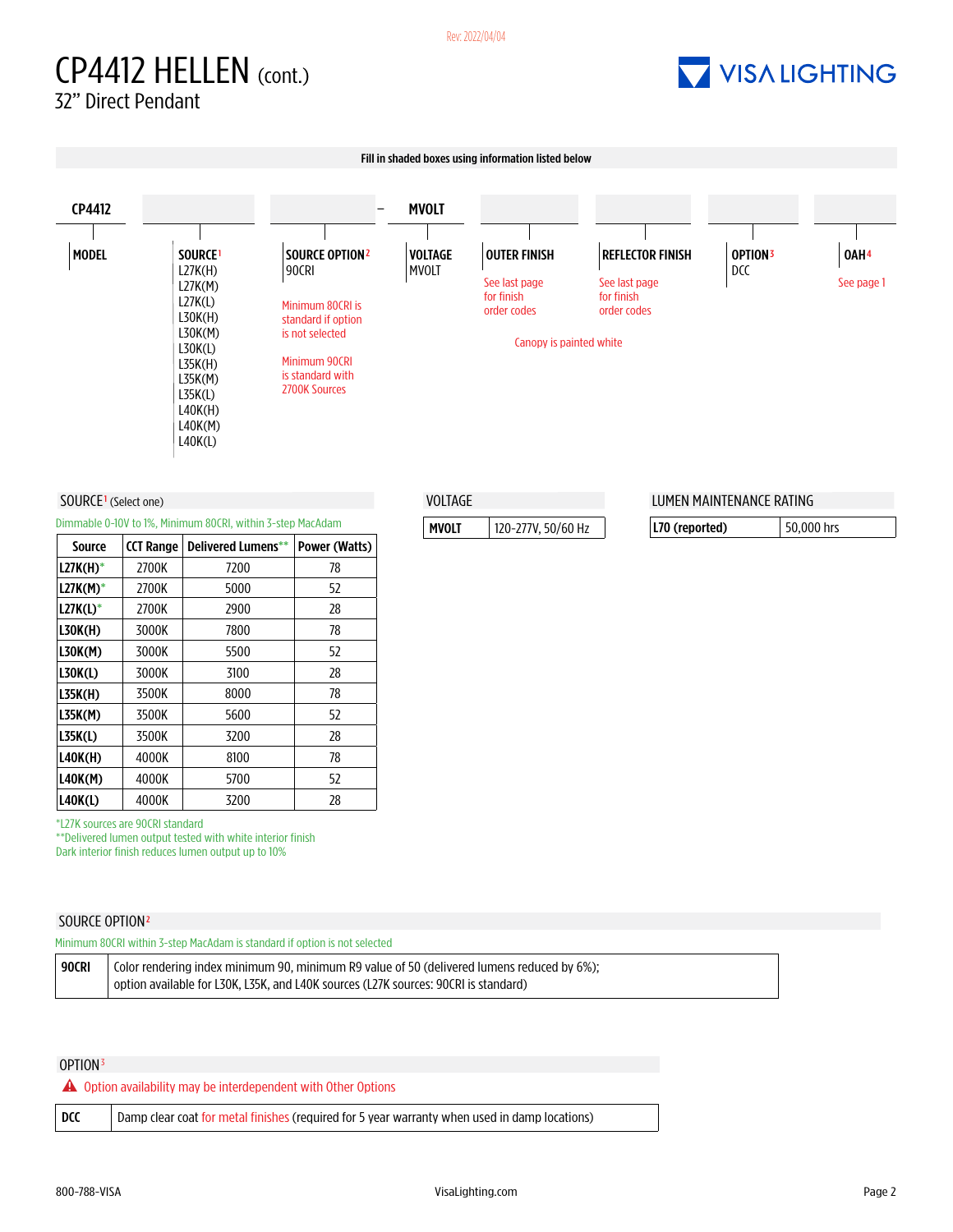# CP4412 HELLEN (cont.)

32" Direct Pendant

Rev: 2022/04/04

VISA LIGHTING

**Fill in shaded boxes using information listed below**

| CP4412 | | | – | MVOLT | | | | |
|---|---|---|---|---|---|---|---|---|
| **MODEL** | **SOURCE**[1] | **SOURCE OPTION**[2] | | **VOLTAGE** | **OUTER FINISH** | **REFLECTOR FINISH** | **OPTION**[3] | **OAH**[4] |
| | L27K(H)<br>L27K(M)<br>L27K(L)<br>L30K(H)<br>L30K(M)<br>L30K(L)<br>L35K(H)<br>L35K(M)<br>L35K(L)<br>L40K(H)<br>L40K(M)<br>L40K(L) | 90CRI<br><br>Minimum 80CRI is standard if option is not selected<br><br>Minimum 90CRI is standard with 2700K Sources | | MVOLT | See last page for finish order codes | See last page for finish order codes | DCC | See page 1 |

Canopy is painted white

## SOURCE[1] (Select one)

Dimmable 0-10V to 1%, Minimum 80CRI, within 3-step MacAdam

| Source | CCT Range | Delivered Lumens** | Power (Watts) |
|---|---|---|---|
| **L27K(H)*** | 2700K | 7200 | 78 |
| **L27K(M)*** | 2700K | 5000 | 52 |
| **L27K(L)*** | 2700K | 2900 | 28 |
| **L30K(H)** | 3000K | 7800 | 78 |
| **L30K(M)** | 3000K | 5500 | 52 |
| **L30K(L)** | 3000K | 3100 | 28 |
| **L35K(H)** | 3500K | 8000 | 78 |
| **L35K(M)** | 3500K | 5600 | 52 |
| **L35K(L)** | 3500K | 3200 | 28 |
| **L40K(H)** | 4000K | 8100 | 78 |
| **L40K(M)** | 4000K | 5700 | 52 |
| **L40K(L)** | 4000K | 3200 | 28 |

*L27K sources are 90CRI standard
**Delivered lumen output tested with white interior finish
Dark interior finish reduces lumen output up to 10%

## VOLTAGE

| | |
|---|---|
| **MVOLT** | 120-277V, 50/60 Hz |

## LUMEN MAINTENANCE RATING

| | |
|---|---|
| **L70 (reported)** | 50,000 hrs |

## SOURCE OPTION[2]

Minimum 80CRI within 3-step MacAdam is standard if option is not selected

| | |
|---|---|
| **90CRI** | Color rendering index minimum 90, minimum R9 value of 50 (delivered lumens reduced by 6%); option available for L30K, L35K, and L40K sources (L27K sources: 90CRI is standard) |

## OPTION[3]

⚠ Option availability may be interdependent with Other Options

| | |
|---|---|
| **DCC** | Damp clear coat for metal finishes (required for 5 year warranty when used in damp locations) |

800-788-VISA VisaLighting.com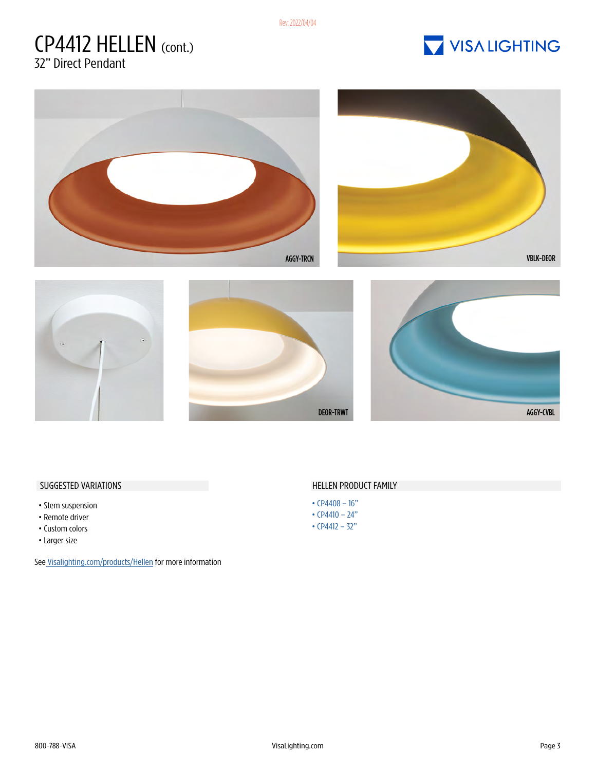Rev: 2022/04/04

# CP4412 HELLEN (cont.)

32” Direct Pendant

VISA LIGHTING

AGGY-TRCN

VBLK-DEOR

DEOR-TRWT

AGGY-CVBL

## SUGGESTED VARIATIONS

- Stem suspension
- Remote driver
- Custom colors
- Larger size

See Visalighting.com/products/Hellen for more information

## HELLEN PRODUCT FAMILY

- CP4408 – 16”
- CP4410 – 24”
- CP4412 – 32”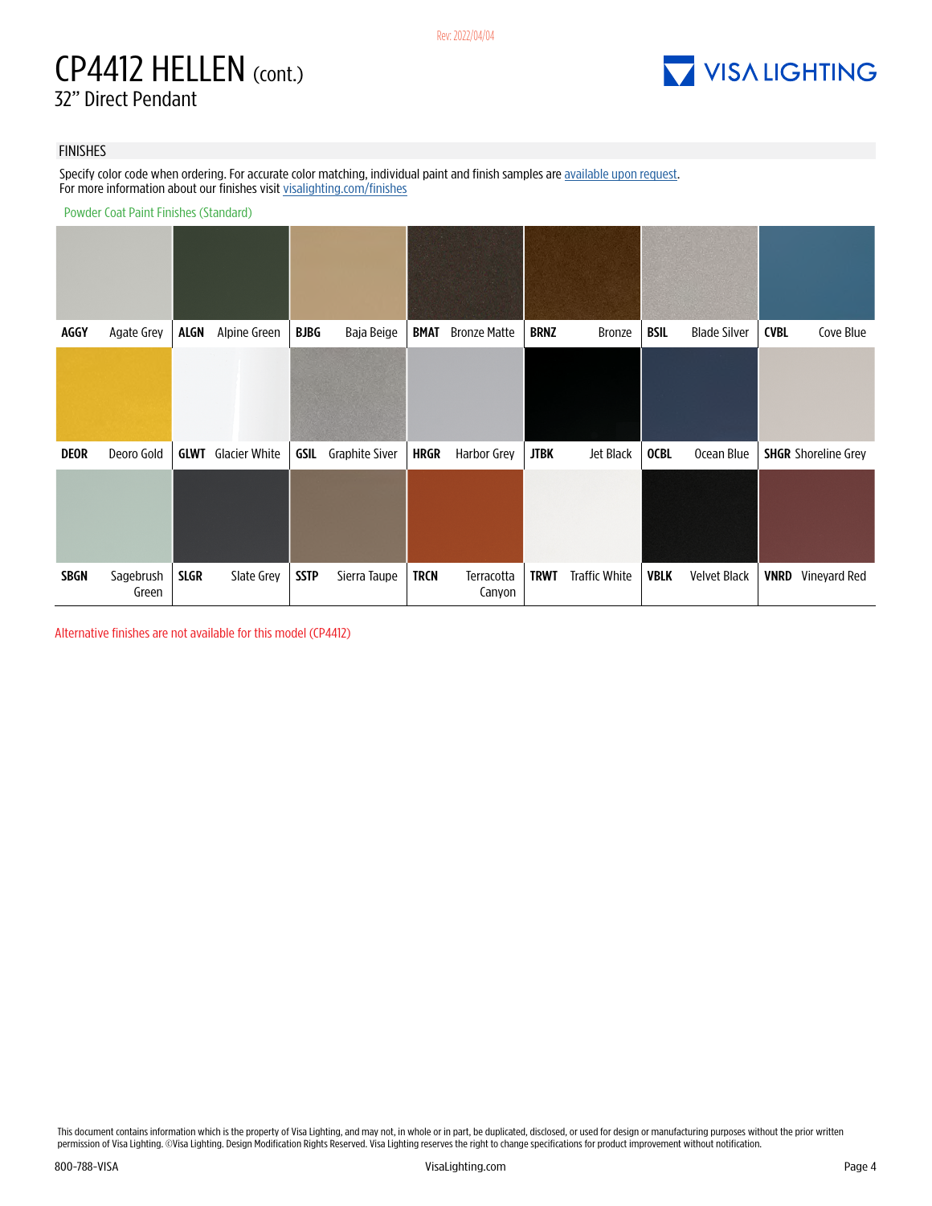# CP4412 HELLEN (cont.)

32" Direct Pendant

## FINISHES

Specify color code when ordering. For accurate color matching, individual paint and finish samples are available upon request.
For more information about our finishes visit visalighting.com/finishes

Powder Coat Paint Finishes (Standard)

| | | | | | | |
|---|---|---|---|---|---|---|
| **AGGY** Agate Grey | **ALGN** Alpine Green | **BJBG** Baja Beige | **BMAT** Bronze Matte | **BRNZ** Bronze | **BSIL** Blade Silver | **CVBL** Cove Blue |
| **DEOR** Deoro Gold | **GLWT** Glacier White | **GSIL** Graphite Siver | **HRGR** Harbor Grey | **JTBK** Jet Black | **OCBL** Ocean Blue | **SHGR** Shoreline Grey |
| **SBGN** Sagebrush Green | **SLGR** Slate Grey | **SSTP** Sierra Taupe | **TRCN** Terracotta Canyon | **TRWT** Traffic White | **VBLK** Velvet Black | **VNRD** Vineyard Red |

Alternative finishes are not available for this model (CP4412)

This document contains information which is the property of Visa Lighting, and may not, in whole or in part, be duplicated, disclosed, or used for design or manufacturing purposes without the prior written permission of Visa Lighting. ©Visa Lighting. Design Modification Rights Reserved. Visa Lighting reserves the right to change specifications for product improvement without notification.